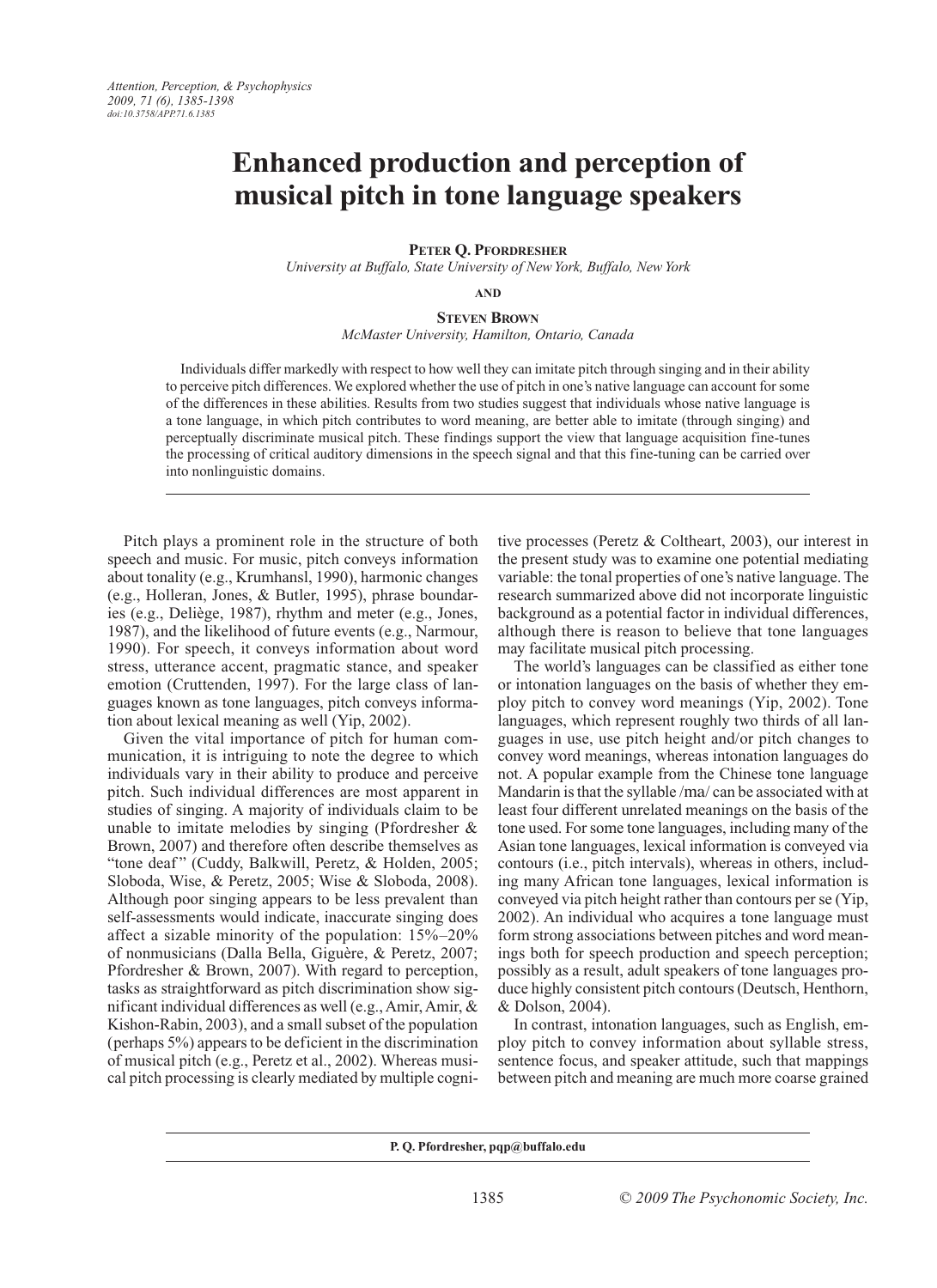# Enhanced production and perception of musical pitch in tone language speakers

**Peter Q. Pfordresher**
*University at Buffalo, State University of New York, Buffalo, New York*

**and**

**Steven Brown**
*McMaster University, Hamilton, Ontario, Canada*

Individuals differ markedly with respect to how well they can imitate pitch through singing and in their ability to perceive pitch differences. We explored whether the use of pitch in one's native language can account for some of the differences in these abilities. Results from two studies suggest that individuals whose native language is a tone language, in which pitch contributes to word meaning, are better able to imitate (through singing) and perceptually discriminate musical pitch. These findings support the view that language acquisition fine-tunes the processing of critical auditory dimensions in the speech signal and that this fine-tuning can be carried over into nonlinguistic domains.

---

Pitch plays a prominent role in the structure of both speech and music. For music, pitch conveys information about tonality (e.g., Krumhansl, 1990), harmonic changes (e.g., Holleran, Jones, & Butler, 1995), phrase boundaries (e.g., Deliège, 1987), rhythm and meter (e.g., Jones, 1987), and the likelihood of future events (e.g., Narmour, 1990). For speech, it conveys information about word stress, utterance accent, pragmatic stance, and speaker emotion (Cruttenden, 1997). For the large class of languages known as tone languages, pitch conveys information about lexical meaning as well (Yip, 2002).

Given the vital importance of pitch for human communication, it is intriguing to note the degree to which individuals vary in their ability to produce and perceive pitch. Such individual differences are most apparent in studies of singing. A majority of individuals claim to be unable to imitate melodies by singing (Pfordresher & Brown, 2007) and therefore often describe themselves as "tone deaf" (Cuddy, Balkwill, Peretz, & Holden, 2005; Sloboda, Wise, & Peretz, 2005; Wise & Sloboda, 2008). Although poor singing appears to be less prevalent than self-assessments would indicate, inaccurate singing does affect a sizable minority of the population: 15%–20% of nonmusicians (Dalla Bella, Giguère, & Peretz, 2007; Pfordresher & Brown, 2007). With regard to perception, tasks as straightforward as pitch discrimination show significant individual differences as well (e.g., Amir, Amir, & Kishon-Rabin, 2003), and a small subset of the population (perhaps 5%) appears to be deficient in the discrimination of musical pitch (e.g., Peretz et al., 2002). Whereas musical pitch processing is clearly mediated by multiple cognitive processes (Peretz & Coltheart, 2003), our interest in the present study was to examine one potential mediating variable: the tonal properties of one's native language. The research summarized above did not incorporate linguistic background as a potential factor in individual differences, although there is reason to believe that tone languages may facilitate musical pitch processing.

The world's languages can be classified as either tone or intonation languages on the basis of whether they employ pitch to convey word meanings (Yip, 2002). Tone languages, which represent roughly two thirds of all languages in use, use pitch height and/or pitch changes to convey word meanings, whereas intonation languages do not. A popular example from the Chinese tone language Mandarin is that the syllable /ma/ can be associated with at least four different unrelated meanings on the basis of the tone used. For some tone languages, including many of the Asian tone languages, lexical information is conveyed via contours (i.e., pitch intervals), whereas in others, including many African tone languages, lexical information is conveyed via pitch height rather than contours per se (Yip, 2002). An individual who acquires a tone language must form strong associations between pitches and word meanings both for speech production and speech perception; possibly as a result, adult speakers of tone languages produce highly consistent pitch contours (Deutsch, Henthorn, & Dolson, 2004).

In contrast, intonation languages, such as English, employ pitch to convey information about syllable stress, sentence focus, and speaker attitude, such that mappings between pitch and meaning are much more coarse grained

---

P. Q. Pfordresher, pqp@buffalo.edu

© 2009 The Psychonomic Society, Inc.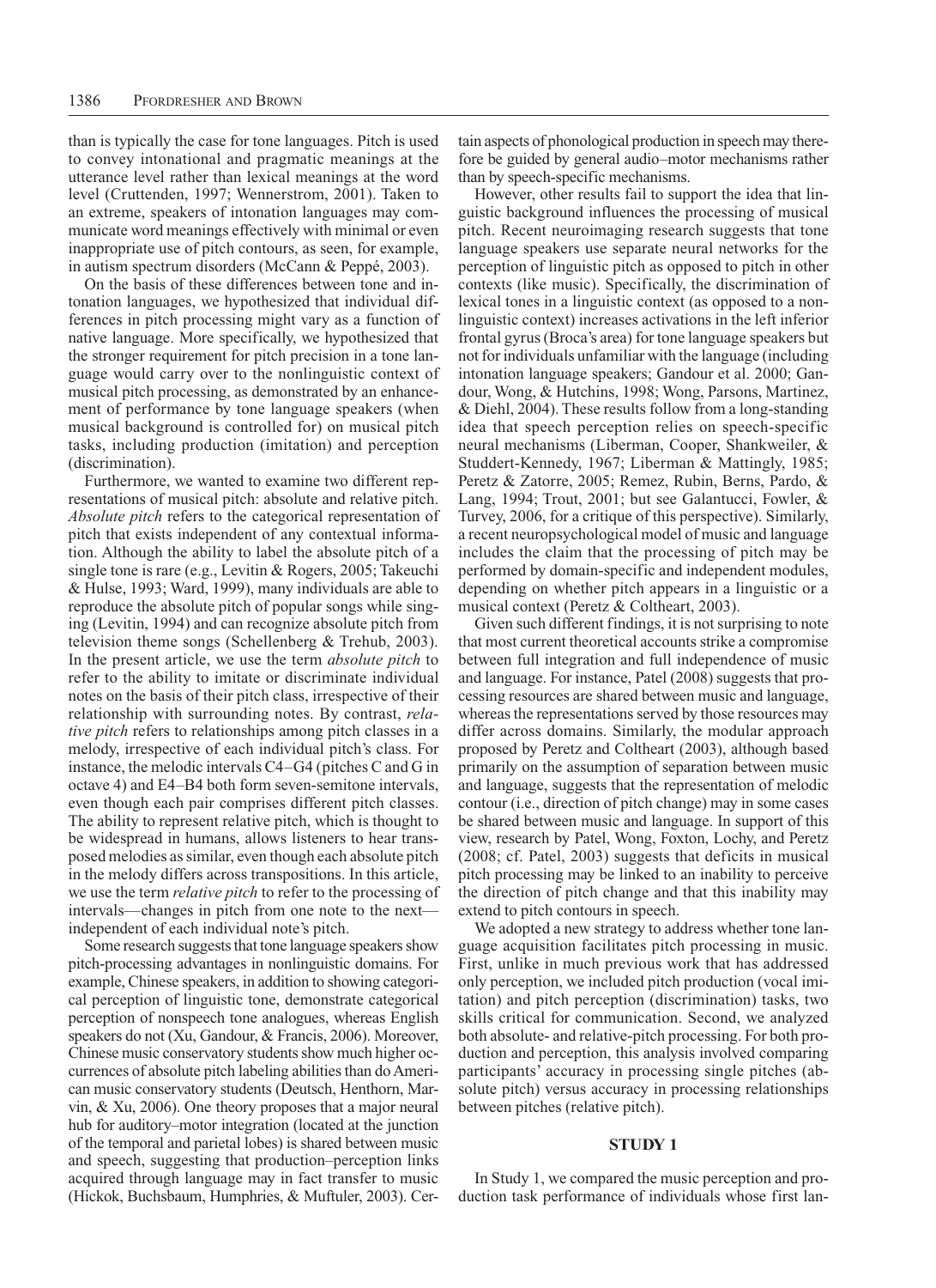than is typically the case for tone languages. Pitch is used to convey intonational and pragmatic meanings at the utterance level rather than lexical meanings at the word level (Cruttenden, 1997; Wennerstrom, 2001). Taken to an extreme, speakers of intonation languages may communicate word meanings effectively with minimal or even inappropriate use of pitch contours, as seen, for example, in autism spectrum disorders (McCann & Peppé, 2003).

On the basis of these differences between tone and intonation languages, we hypothesized that individual differences in pitch processing might vary as a function of native language. More specifically, we hypothesized that the stronger requirement for pitch precision in a tone language would carry over to the nonlinguistic context of musical pitch processing, as demonstrated by an enhancement of performance by tone language speakers (when musical background is controlled for) on musical pitch tasks, including production (imitation) and perception (discrimination).

Furthermore, we wanted to examine two different representations of musical pitch: absolute and relative pitch. *Absolute pitch* refers to the categorical representation of pitch that exists independent of any contextual information. Although the ability to label the absolute pitch of a single tone is rare (e.g., Levitin & Rogers, 2005; Takeuchi & Hulse, 1993; Ward, 1999), many individuals are able to reproduce the absolute pitch of popular songs while singing (Levitin, 1994) and can recognize absolute pitch from television theme songs (Schellenberg & Trehub, 2003). In the present article, we use the term *absolute pitch* to refer to the ability to imitate or discriminate individual notes on the basis of their pitch class, irrespective of their relationship with surrounding notes. By contrast, *relative pitch* refers to relationships among pitch classes in a melody, irrespective of each individual pitch's class. For instance, the melodic intervals C4–G4 (pitches C and G in octave 4) and E4–B4 both form seven-semitone intervals, even though each pair comprises different pitch classes. The ability to represent relative pitch, which is thought to be widespread in humans, allows listeners to hear transposed melodies as similar, even though each absolute pitch in the melody differs across transpositions. In this article, we use the term *relative pitch* to refer to the processing of intervals—changes in pitch from one note to the next—independent of each individual note's pitch.

Some research suggests that tone language speakers show pitch-processing advantages in nonlinguistic domains. For example, Chinese speakers, in addition to showing categorical perception of linguistic tone, demonstrate categorical perception of nonspeech tone analogues, whereas English speakers do not (Xu, Gandour, & Francis, 2006). Moreover, Chinese music conservatory students show much higher occurrences of absolute pitch labeling abilities than do American music conservatory students (Deutsch, Henthorn, Marvin, & Xu, 2006). One theory proposes that a major neural hub for auditory–motor integration (located at the junction of the temporal and parietal lobes) is shared between music and speech, suggesting that production–perception links acquired through language may in fact transfer to music (Hickok, Buchsbaum, Humphries, & Muftuler, 2003). Certain aspects of phonological production in speech may therefore be guided by general audio–motor mechanisms rather than by speech-specific mechanisms.

However, other results fail to support the idea that linguistic background influences the processing of musical pitch. Recent neuroimaging research suggests that tone language speakers use separate neural networks for the perception of linguistic pitch as opposed to pitch in other contexts (like music). Specifically, the discrimination of lexical tones in a linguistic context (as opposed to a nonlinguistic context) increases activations in the left inferior frontal gyrus (Broca's area) for tone language speakers but not for individuals unfamiliar with the language (including intonation language speakers; Gandour et al. 2000; Gandour, Wong, & Hutchins, 1998; Wong, Parsons, Martinez, & Diehl, 2004). These results follow from a long-standing idea that speech perception relies on speech-specific neural mechanisms (Liberman, Cooper, Shankweiler, & Studdert-Kennedy, 1967; Liberman & Mattingly, 1985; Peretz & Zatorre, 2005; Remez, Rubin, Berns, Pardo, & Lang, 1994; Trout, 2001; but see Galantucci, Fowler, & Turvey, 2006, for a critique of this perspective). Similarly, a recent neuropsychological model of music and language includes the claim that the processing of pitch may be performed by domain-specific and independent modules, depending on whether pitch appears in a linguistic or a musical context (Peretz & Coltheart, 2003).

Given such different findings, it is not surprising to note that most current theoretical accounts strike a compromise between full integration and full independence of music and language. For instance, Patel (2008) suggests that processing resources are shared between music and language, whereas the representations served by those resources may differ across domains. Similarly, the modular approach proposed by Peretz and Coltheart (2003), although based primarily on the assumption of separation between music and language, suggests that the representation of melodic contour (i.e., direction of pitch change) may in some cases be shared between music and language. In support of this view, research by Patel, Wong, Foxton, Lochy, and Peretz (2008; cf. Patel, 2003) suggests that deficits in musical pitch processing may be linked to an inability to perceive the direction of pitch change and that this inability may extend to pitch contours in speech.

We adopted a new strategy to address whether tone language acquisition facilitates pitch processing in music. First, unlike in much previous work that has addressed only perception, we included pitch production (vocal imitation) and pitch perception (discrimination) tasks, two skills critical for communication. Second, we analyzed both absolute- and relative-pitch processing. For both production and perception, this analysis involved comparing participants' accuracy in processing single pitches (absolute pitch) versus accuracy in processing relationships between pitches (relative pitch).

## STUDY 1

In Study 1, we compared the music perception and production task performance of individuals whose first lan-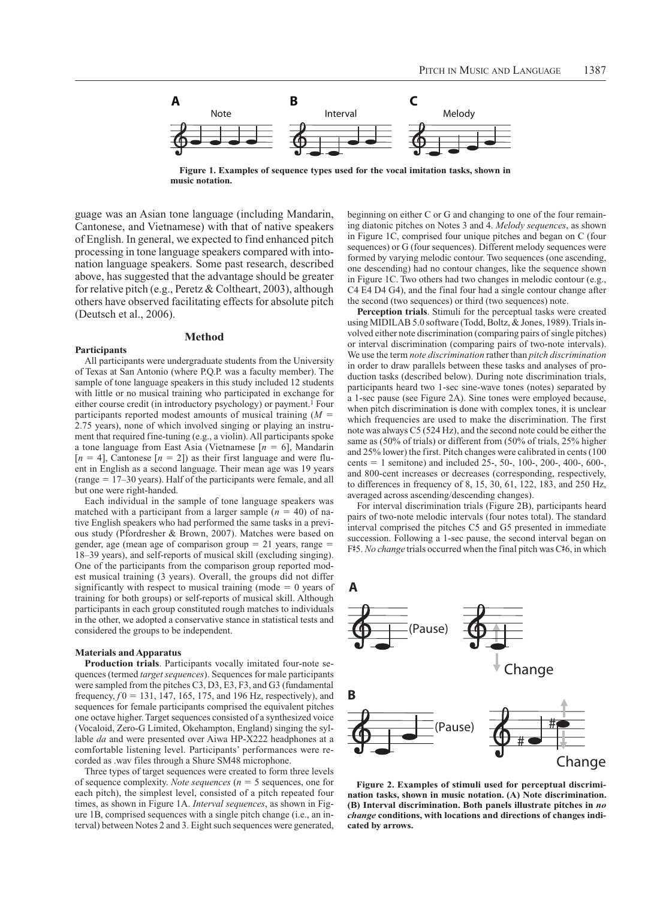Figure 1. Examples of sequence types used for the vocal imitation tasks, shown in music notation.

guage was an Asian tone language (including Mandarin, Cantonese, and Vietnamese) with that of native speakers of English. In general, we expected to find enhanced pitch processing in tone language speakers compared with intonation language speakers. Some past research, described above, has suggested that the advantage should be greater for relative pitch (e.g., Peretz & Coltheart, 2003), although others have observed facilitating effects for absolute pitch (Deutsch et al., 2006).

## Method

### Participants

All participants were undergraduate students from the University of Texas at San Antonio (where P.Q.P. was a faculty member). The sample of tone language speakers in this study included 12 students with little or no musical training who participated in exchange for either course credit (in introductory psychology) or payment.[1] Four participants reported modest amounts of musical training ($M = 2.75$ years), none of which involved singing or playing an instrument that required fine-tuning (e.g., a violin). All participants spoke a tone language from East Asia (Vietnamese [$n = 6$], Mandarin [$n = 4$], Cantonese [$n = 2$]) as their first language and were fluent in English as a second language. Their mean age was 19 years (range = 17–30 years). Half of the participants were female, and all but one were right-handed.

Each individual in the sample of tone language speakers was matched with a participant from a larger sample ($n = 40$) of native English speakers who had performed the same tasks in a previous study (Pfordresher & Brown, 2007). Matches were based on gender, age (mean age of comparison group = 21 years, range = 18–39 years), and self-reports of musical skill (excluding singing). One of the participants from the comparison group reported modest musical training (3 years). Overall, the groups did not differ significantly with respect to musical training (mode = 0 years of training for both groups) or self-reports of musical skill. Although participants in each group constituted rough matches to individuals in the other, we adopted a conservative stance in statistical tests and considered the groups to be independent.

### Materials and Apparatus

**Production trials**. Participants vocally imitated four-note sequences (termed *target sequences*). Sequences for male participants were sampled from the pitches C3, D3, E3, F3, and G3 (fundamental frequency, $f0$ = 131, 147, 165, 175, and 196 Hz, respectively), and sequences for female participants comprised the equivalent pitches one octave higher. Target sequences consisted of a synthesized voice (Vocaloid, Zero-G Limited, Okehampton, England) singing the syllable *da* and were presented over Aiwa HP-X222 headphones at a comfortable listening level. Participants' performances were recorded as .wav files through a Shure SM48 microphone.

Three types of target sequences were created to form three levels of sequence complexity. *Note sequences* ($n = 5$ sequences, one for each pitch), the simplest level, consisted of a pitch repeated four times, as shown in Figure 1A. *Interval sequences*, as shown in Figure 1B, comprised sequences with a single pitch change (i.e., an interval) between Notes 2 and 3. Eight such sequences were generated, beginning on either C or G and changing to one of the four remaining diatonic pitches on Notes 3 and 4. *Melody sequences*, as shown in Figure 1C, comprised four unique pitches and began on C (four sequences) or G (four sequences). Different melody sequences were formed by varying melodic contour. Two sequences (one ascending, one descending) had no contour changes, like the sequence shown in Figure 1C. Two others had two changes in melodic contour (e.g., C4 E4 D4 G4), and the final four had a single contour change after the second (two sequences) or third (two sequences) note.

**Perception trials**. Stimuli for the perceptual tasks were created using MIDILAB 5.0 software (Todd, Boltz, & Jones, 1989). Trials involved either note discrimination (comparing pairs of single pitches) or interval discrimination (comparing pairs of two-note intervals). We use the term *note discrimination* rather than *pitch discrimination* in order to draw parallels between these tasks and analyses of production tasks (described below). During note discrimination trials, participants heard two 1-sec sine-wave tones (notes) separated by a 1-sec pause (see Figure 2A). Sine tones were employed because, when pitch discrimination is done with complex tones, it is unclear which frequencies are used to make the discrimination. The first note was always C5 (524 Hz), and the second note could be either the same as (50% of trials) or different from (50% of trials, 25% higher and 25% lower) the first. Pitch changes were calibrated in cents (100 cents = 1 semitone) and included 25-, 50-, 100-, 200-, 400-, 600-, and 800-cent increases or decreases (corresponding, respectively, to differences in frequency of 8, 15, 30, 61, 122, 183, and 250 Hz, averaged across ascending/descending changes).

For interval discrimination trials (Figure 2B), participants heard pairs of two-note melodic intervals (four notes total). The standard interval comprised the pitches C5 and G5 presented in immediate succession. Following a 1-sec pause, the second interval began on F♯5. *No change* trials occurred when the final pitch was C♯6, in which

Figure 2. Examples of stimuli used for perceptual discrimination tasks, shown in music notation. (A) Note discrimination. (B) Interval discrimination. Both panels illustrate pitches in *no change* conditions, with locations and directions of changes indicated by arrows.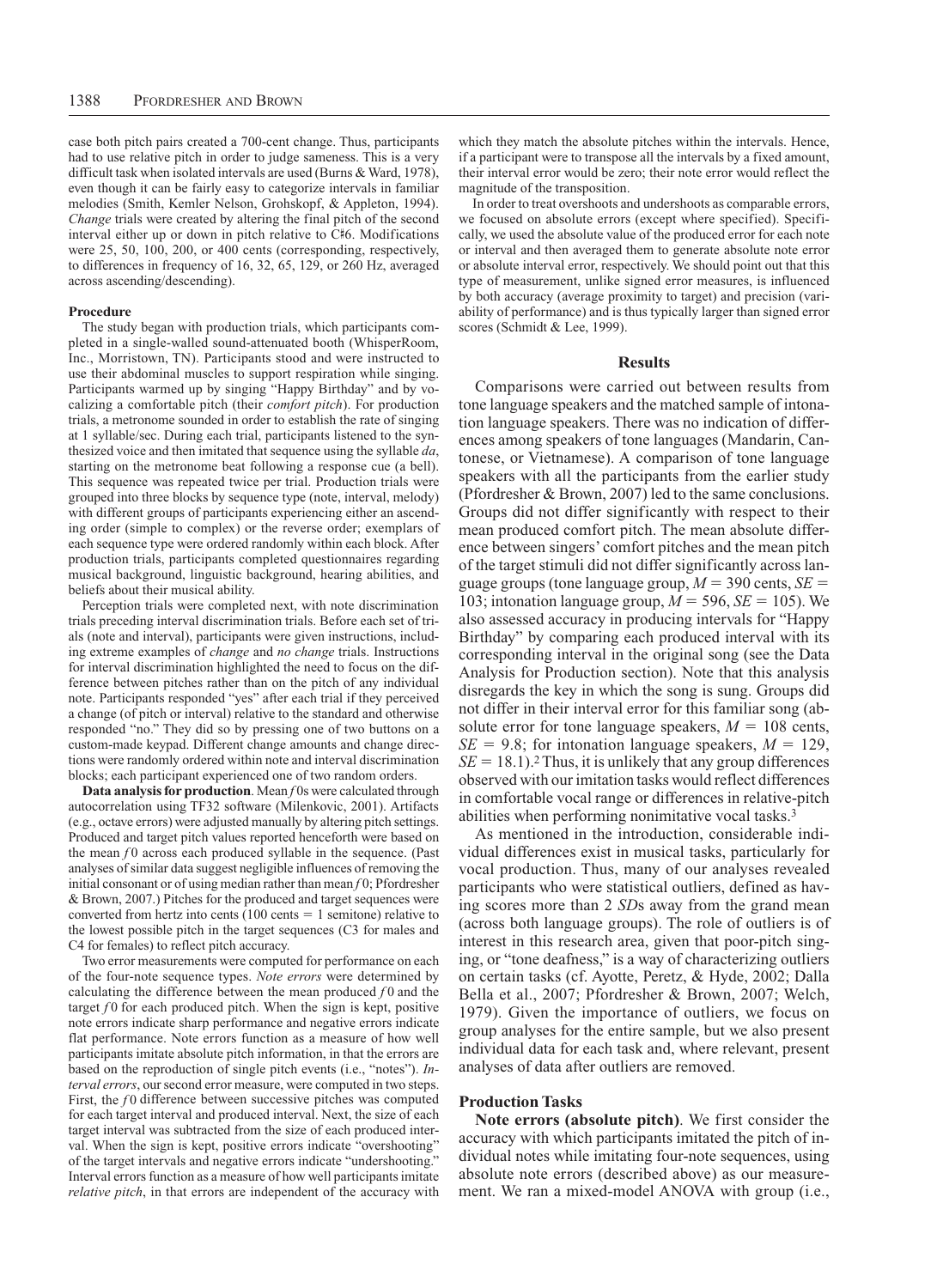case both pitch pairs created a 700-cent change. Thus, participants had to use relative pitch in order to judge sameness. This is a very difficult task when isolated intervals are used (Burns & Ward, 1978), even though it can be fairly easy to categorize intervals in familiar melodies (Smith, Kemler Nelson, Grohskopf, & Appleton, 1994). *Change* trials were created by altering the final pitch of the second interval either up or down in pitch relative to C♯6. Modifications were 25, 50, 100, 200, or 400 cents (corresponding, respectively, to differences in frequency of 16, 32, 65, 129, or 260 Hz, averaged across ascending/descending).

#### Procedure

The study began with production trials, which participants completed in a single-walled sound-attenuated booth (WhisperRoom, Inc., Morristown, TN). Participants stood and were instructed to use their abdominal muscles to support respiration while singing. Participants warmed up by singing "Happy Birthday" and by vocalizing a comfortable pitch (their *comfort pitch*). For production trials, a metronome sounded in order to establish the rate of singing at 1 syllable/sec. During each trial, participants listened to the synthesized voice and then imitated that sequence using the syllable *da*, starting on the metronome beat following a response cue (a bell). This sequence was repeated twice per trial. Production trials were grouped into three blocks by sequence type (note, interval, melody) with different groups of participants experiencing either an ascending order (simple to complex) or the reverse order; exemplars of each sequence type were ordered randomly within each block. After production trials, participants completed questionnaires regarding musical background, linguistic background, hearing abilities, and beliefs about their musical ability.

Perception trials were completed next, with note discrimination trials preceding interval discrimination trials. Before each set of trials (note and interval), participants were given instructions, including extreme examples of *change* and *no change* trials. Instructions for interval discrimination highlighted the need to focus on the difference between pitches rather than on the pitch of any individual note. Participants responded "yes" after each trial if they perceived a change (of pitch or interval) relative to the standard and otherwise responded "no." They did so by pressing one of two buttons on a custom-made keypad. Different change amounts and change directions were randomly ordered within note and interval discrimination blocks; each participant experienced one of two random orders.

**Data analysis for production**. Mean $f0$s were calculated through autocorrelation using TF32 software (Milenkovic, 2001). Artifacts (e.g., octave errors) were adjusted manually by altering pitch settings. Produced and target pitch values reported henceforth were based on the mean $f0$ across each produced syllable in the sequence. (Past analyses of similar data suggest negligible influences of removing the initial consonant or of using median rather than mean $f0$; Pfordresher & Brown, 2007.) Pitches for the produced and target sequences were converted from hertz into cents (100 cents = 1 semitone) relative to the lowest possible pitch in the target sequences (C3 for males and C4 for females) to reflect pitch accuracy.

Two error measurements were computed for performance on each of the four-note sequence types. *Note errors* were determined by calculating the difference between the mean produced $f0$ and the target $f0$ for each produced pitch. When the sign is kept, positive note errors indicate sharp performance and negative errors indicate flat performance. Note errors function as a measure of how well participants imitate absolute pitch information, in that the errors are based on the reproduction of single pitch events (i.e., "notes"). *Interval errors*, our second error measure, were computed in two steps. First, the $f0$ difference between successive pitches was computed for each target interval and produced interval. Next, the size of each target interval was subtracted from the size of each produced interval. When the sign is kept, positive errors indicate "overshooting" of the target intervals and negative errors indicate "undershooting." Interval errors function as a measure of how well participants imitate *relative pitch*, in that errors are independent of the accuracy with which they match the absolute pitches within the intervals. Hence, if a participant were to transpose all the intervals by a fixed amount, their interval error would be zero; their note error would reflect the magnitude of the transposition.

In order to treat overshoots and undershoots as comparable errors, we focused on absolute errors (except where specified). Specifically, we used the absolute value of the produced error for each note or interval and then averaged them to generate absolute note error or absolute interval error, respectively. We should point out that this type of measurement, unlike signed error measures, is influenced by both accuracy (average proximity to target) and precision (variability of performance) and is thus typically larger than signed error scores (Schmidt & Lee, 1999).

## Results

Comparisons were carried out between results from tone language speakers and the matched sample of intonation language speakers. There was no indication of differences among speakers of tone languages (Mandarin, Cantonese, or Vietnamese). A comparison of tone language speakers with all the participants from the earlier study (Pfordresher & Brown, 2007) led to the same conclusions. Groups did not differ significantly with respect to their mean produced comfort pitch. The mean absolute difference between singers' comfort pitches and the mean pitch of the target stimuli did not differ significantly across language groups (tone language group, $M = 390$ cents, $SE = 103$; intonation language group, $M = 596$, $SE = 105$). We also assessed accuracy in producing intervals for "Happy Birthday" by comparing each produced interval with its corresponding interval in the original song (see the Data Analysis for Production section). Note that this analysis disregards the key in which the song is sung. Groups did not differ in their interval error for this familiar song (absolute error for tone language speakers, $M = 108$ cents, $SE = 9.8$; for intonation language speakers, $M = 129$, $SE = 18.1$).[2] Thus, it is unlikely that any group differences observed with our imitation tasks would reflect differences in comfortable vocal range or differences in relative-pitch abilities when performing nonimitative vocal tasks.[3]

As mentioned in the introduction, considerable individual differences exist in musical tasks, particularly for vocal production. Thus, many of our analyses revealed participants who were statistical outliers, defined as having scores more than 2 *SD*s away from the grand mean (across both language groups). The role of outliers is of interest in this research area, given that poor-pitch singing, or "tone deafness," is a way of characterizing outliers on certain tasks (cf. Ayotte, Peretz, & Hyde, 2002; Dalla Bella et al., 2007; Pfordresher & Brown, 2007; Welch, 1979). Given the importance of outliers, we focus on group analyses for the entire sample, but we also present individual data for each task and, where relevant, present analyses of data after outliers are removed.

### Production Tasks

**Note errors (absolute pitch)**. We first consider the accuracy with which participants imitated the pitch of individual notes while imitating four-note sequences, using absolute note errors (described above) as our measurement. We ran a mixed-model ANOVA with group (i.e.,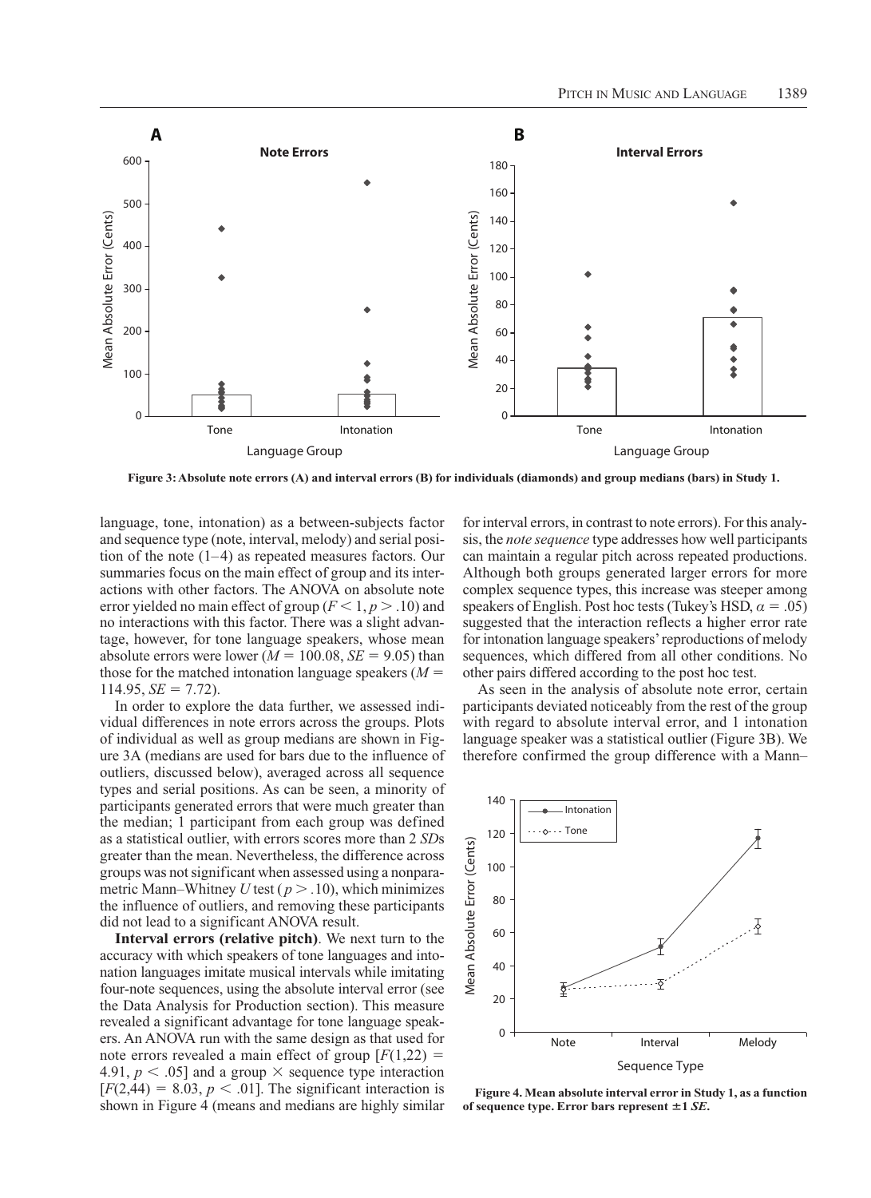Figure 3: Absolute note errors (A) and interval errors (B) for individuals (diamonds) and group medians (bars) in Study 1.

language, tone, intonation) as a between-subjects factor and sequence type (note, interval, melody) and serial position of the note (1–4) as repeated measures factors. Our summaries focus on the main effect of group and its interactions with other factors. The ANOVA on absolute note error yielded no main effect of group ($F < 1, p > .10$) and no interactions with this factor. There was a slight advantage, however, for tone language speakers, whose mean absolute errors were lower ($M = 100.08$, $SE = 9.05$) than those for the matched intonation language speakers ($M = 114.95$, $SE = 7.72$).

In order to explore the data further, we assessed individual differences in note errors across the groups. Plots of individual as well as group medians are shown in Figure 3A (medians are used for bars due to the influence of outliers, discussed below), averaged across all sequence types and serial positions. As can be seen, a minority of participants generated errors that were much greater than the median; 1 participant from each group was defined as a statistical outlier, with errors scores more than 2 *SD*s greater than the mean. Nevertheless, the difference across groups was not significant when assessed using a nonparametric Mann–Whitney *U* test ($p > .10$), which minimizes the influence of outliers, and removing these participants did not lead to a significant ANOVA result.

**Interval errors (relative pitch)**. We next turn to the accuracy with which speakers of tone languages and intonation languages imitate musical intervals while imitating four-note sequences, using the absolute interval error (see the Data Analysis for Production section). This measure revealed a significant advantage for tone language speakers. An ANOVA run with the same design as that used for note errors revealed a main effect of group [$F(1,22) = 4.91$, $p < .05$] and a group × sequence type interaction [$F(2,44) = 8.03$, $p < .01$]. The significant interaction is shown in Figure 4 (means and medians are highly similar for interval errors, in contrast to note errors). For this analysis, the *note sequence* type addresses how well participants can maintain a regular pitch across repeated productions. Although both groups generated larger errors for more complex sequence types, this increase was steeper among speakers of English. Post hoc tests (Tukey's HSD, $\alpha = .05$) suggested that the interaction reflects a higher error rate for intonation language speakers' reproductions of melody sequences, which differed from all other conditions. No other pairs differed according to the post hoc test.

As seen in the analysis of absolute note error, certain participants deviated noticeably from the rest of the group with regard to absolute interval error, and 1 intonation language speaker was a statistical outlier (Figure 3B). We therefore confirmed the group difference with a Mann–

Figure 4. Mean absolute interval error in Study 1, as a function of sequence type. Error bars represent ±1 *SE*.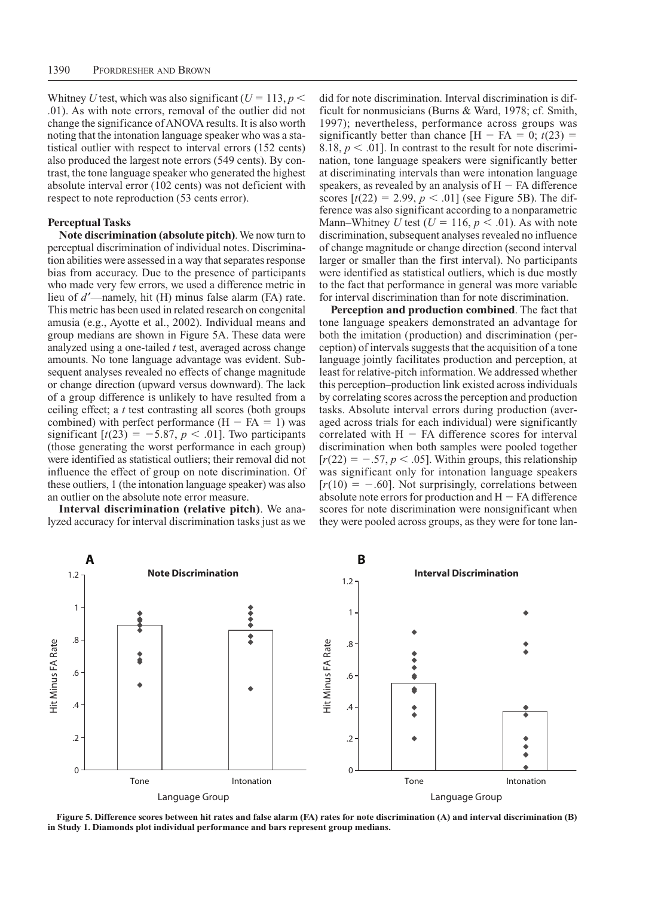Whitney $U$ test, which was also significant ($U = 113$, $p < .01$). As with note errors, removal of the outlier did not change the significance of ANOVA results. It is also worth noting that the intonation language speaker who was a statistical outlier with respect to interval errors (152 cents) also produced the largest note errors (549 cents). By contrast, the tone language speaker who generated the highest absolute interval error (102 cents) was not deficient with respect to note reproduction (53 cents error).

### Perceptual Tasks

**Note discrimination (absolute pitch)**. We now turn to perceptual discrimination of individual notes. Discrimination abilities were assessed in a way that separates response bias from accuracy. Due to the presence of participants who made very few errors, we used a difference metric in lieu of $d'$—namely, hit (H) minus false alarm (FA) rate. This metric has been used in related research on congenital amusia (e.g., Ayotte et al., 2002). Individual means and group medians are shown in Figure 5A. These data were analyzed using a one-tailed $t$ test, averaged across change amounts. No tone language advantage was evident. Subsequent analyses revealed no effects of change magnitude or change direction (upward versus downward). The lack of a group difference is unlikely to have resulted from a ceiling effect; a $t$ test contrasting all scores (both groups combined) with perfect performance ($H - FA = 1$) was significant [$t(23) = -5.87$, $p < .01$]. Two participants (those generating the worst performance in each group) were identified as statistical outliers; their removal did not influence the effect of group on note discrimination. Of these outliers, 1 (the intonation language speaker) was also an outlier on the absolute note error measure.

**Interval discrimination (relative pitch)**. We analyzed accuracy for interval discrimination tasks just as we did for note discrimination. Interval discrimination is difficult for nonmusicians (Burns & Ward, 1978; cf. Smith, 1997); nevertheless, performance across groups was significantly better than chance [$H - FA = 0$; $t(23) = 8.18$, $p < .01$]. In contrast to the result for note discrimination, tone language speakers were significantly better at discriminating intervals than were intonation language speakers, as revealed by an analysis of $H - FA$ difference scores [$t(22) = 2.99$, $p < .01$] (see Figure 5B). The difference was also significant according to a nonparametric Mann–Whitney $U$ test ($U = 116$, $p < .01$). As with note discrimination, subsequent analyses revealed no influence of change magnitude or change direction (second interval larger or smaller than the first interval). No participants were identified as statistical outliers, which is due mostly to the fact that performance in general was more variable for interval discrimination than for note discrimination.

**Perception and production combined**. The fact that tone language speakers demonstrated an advantage for both the imitation (production) and discrimination (perception) of intervals suggests that the acquisition of a tone language jointly facilitates production and perception, at least for relative-pitch information. We addressed whether this perception–production link existed across individuals by correlating scores across the perception and production tasks. Absolute interval errors during production (averaged across trials for each individual) were significantly correlated with $H - FA$ difference scores for interval discrimination when both samples were pooled together [$r(22) = -.57$, $p < .05$]. Within groups, this relationship was significant only for intonation language speakers [$r(10) = -.60$]. Not surprisingly, correlations between absolute note errors for production and $H - FA$ difference scores for note discrimination were nonsignificant when they were pooled across groups, as they were for tone lan-

**Figure 5. Difference scores between hit rates and false alarm (FA) rates for note discrimination (A) and interval discrimination (B) in Study 1. Diamonds plot individual performance and bars represent group medians.**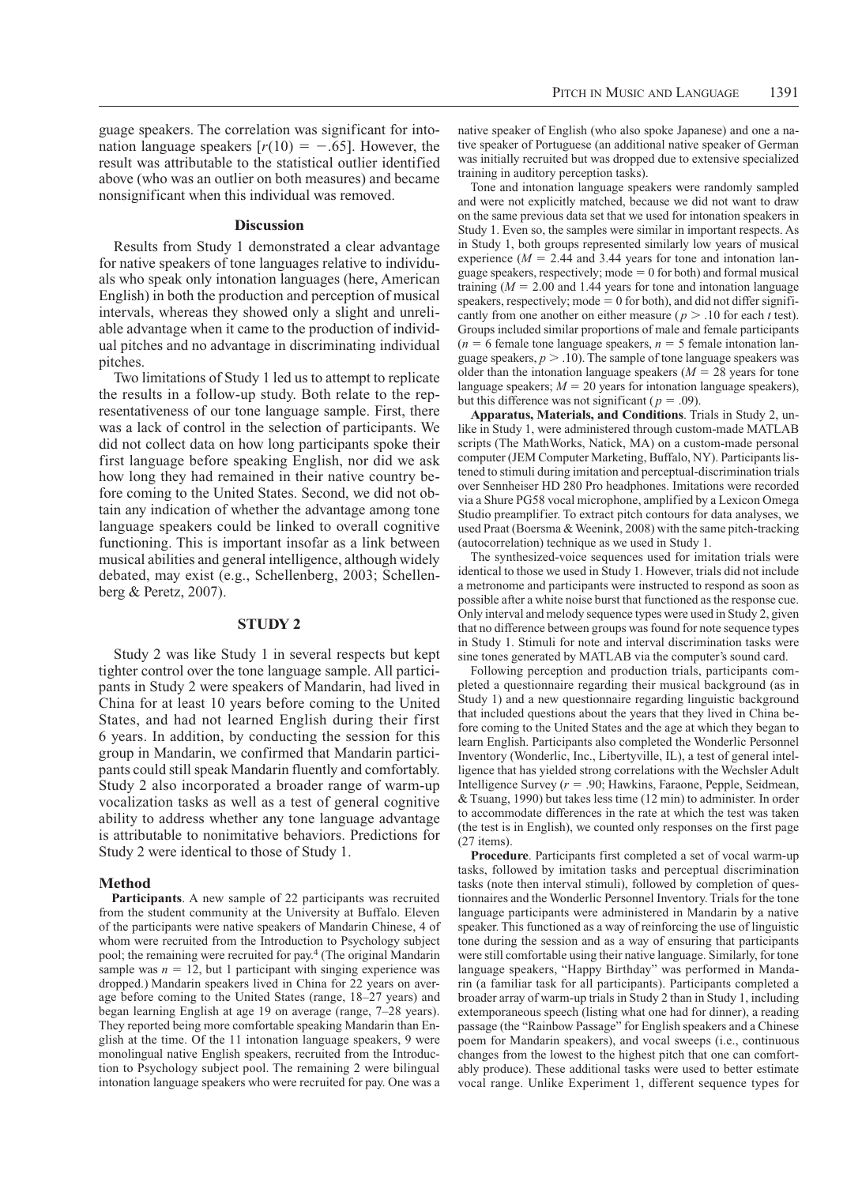guage speakers. The correlation was significant for intonation language speakers [$r(10) = -.65$]. However, the result was attributable to the statistical outlier identified above (who was an outlier on both measures) and became nonsignificant when this individual was removed.

### Discussion

Results from Study 1 demonstrated a clear advantage for native speakers of tone languages relative to individuals who speak only intonation languages (here, American English) in both the production and perception of musical intervals, whereas they showed only a slight and unreliable advantage when it came to the production of individual pitches and no advantage in discriminating individual pitches.

Two limitations of Study 1 led us to attempt to replicate the results in a follow-up study. Both relate to the representativeness of our tone language sample. First, there was a lack of control in the selection of participants. We did not collect data on how long participants spoke their first language before speaking English, nor did we ask how long they had remained in their native country before coming to the United States. Second, we did not obtain any indication of whether the advantage among tone language speakers could be linked to overall cognitive functioning. This is important insofar as a link between musical abilities and general intelligence, although widely debated, may exist (e.g., Schellenberg, 2003; Schellenberg & Peretz, 2007).

## STUDY 2

Study 2 was like Study 1 in several respects but kept tighter control over the tone language sample. All participants in Study 2 were speakers of Mandarin, had lived in China for at least 10 years before coming to the United States, and had not learned English during their first 6 years. In addition, by conducting the session for this group in Mandarin, we confirmed that Mandarin participants could still speak Mandarin fluently and comfortably. Study 2 also incorporated a broader range of warm-up vocalization tasks as well as a test of general cognitive ability to address whether any tone language advantage is attributable to nonimitative behaviors. Predictions for Study 2 were identical to those of Study 1.

### Method

**Participants**. A new sample of 22 participants was recruited from the student community at the University at Buffalo. Eleven of the participants were native speakers of Mandarin Chinese, 4 of whom were recruited from the Introduction to Psychology subject pool; the remaining were recruited for pay.[4] (The original Mandarin sample was $n = 12$, but 1 participant with singing experience was dropped.) Mandarin speakers lived in China for 22 years on average before coming to the United States (range, 18–27 years) and began learning English at age 19 on average (range, 7–28 years). They reported being more comfortable speaking Mandarin than English at the time. Of the 11 intonation language speakers, 9 were monolingual native English speakers, recruited from the Introduction to Psychology subject pool. The remaining 2 were bilingual intonation language speakers who were recruited for pay. One was a native speaker of English (who also spoke Japanese) and one a native speaker of Portuguese (an additional native speaker of German was initially recruited but was dropped due to extensive specialized training in auditory perception tasks).

Tone and intonation language speakers were randomly sampled and were not explicitly matched, because we did not want to draw on the same previous data set that we used for intonation speakers in Study 1. Even so, the samples were similar in important respects. As in Study 1, both groups represented similarly low years of musical experience ($M = 2.44$ and 3.44 years for tone and intonation language speakers, respectively; mode $= 0$ for both) and formal musical training ($M = 2.00$ and 1.44 years for tone and intonation language speakers, respectively; mode $= 0$ for both), and did not differ significantly from one another on either measure ($p > .10$ for each $t$ test). Groups included similar proportions of male and female participants ($n = 6$ female tone language speakers, $n = 5$ female intonation language speakers, $p > .10$). The sample of tone language speakers was older than the intonation language speakers ($M = 28$ years for tone language speakers; $M = 20$ years for intonation language speakers), but this difference was not significant ($p = .09$).

**Apparatus, Materials, and Conditions**. Trials in Study 2, unlike in Study 1, were administered through custom-made MATLAB scripts (The MathWorks, Natick, MA) on a custom-made personal computer (JEM Computer Marketing, Buffalo, NY). Participants listened to stimuli during imitation and perceptual-discrimination trials over Sennheiser HD 280 Pro headphones. Imitations were recorded via a Shure PG58 vocal microphone, amplified by a Lexicon Omega Studio preamplifier. To extract pitch contours for data analyses, we used Praat (Boersma & Weenink, 2008) with the same pitch-tracking (autocorrelation) technique as we used in Study 1.

The synthesized-voice sequences used for imitation trials were identical to those we used in Study 1. However, trials did not include a metronome and participants were instructed to respond as soon as possible after a white noise burst that functioned as the response cue. Only interval and melody sequence types were used in Study 2, given that no difference between groups was found for note sequence types in Study 1. Stimuli for note and interval discrimination tasks were sine tones generated by MATLAB via the computer's sound card.

Following perception and production trials, participants completed a questionnaire regarding their musical background (as in Study 1) and a new questionnaire regarding linguistic background that included questions about the years that they lived in China before coming to the United States and the age at which they began to learn English. Participants also completed the Wonderlic Personnel Inventory (Wonderlic, Inc., Libertyville, IL), a test of general intelligence that has yielded strong correlations with the Wechsler Adult Intelligence Survey ($r = .90$; Hawkins, Faraone, Pepple, Seidmean, & Tsuang, 1990) but takes less time (12 min) to administer. In order to accommodate differences in the rate at which the test was taken (the test is in English), we counted only responses on the first page (27 items).

**Procedure**. Participants first completed a set of vocal warm-up tasks, followed by imitation tasks and perceptual discrimination tasks (note then interval stimuli), followed by completion of questionnaires and the Wonderlic Personnel Inventory. Trials for the tone language participants were administered in Mandarin by a native speaker. This functioned as a way of reinforcing the use of linguistic tone during the session and as a way of ensuring that participants were still comfortable using their native language. Similarly, for tone language speakers, "Happy Birthday" was performed in Mandarin (a familiar task for all participants). Participants completed a broader array of warm-up trials in Study 2 than in Study 1, including extemporaneous speech (listing what one had for dinner), a reading passage (the "Rainbow Passage" for English speakers and a Chinese poem for Mandarin speakers), and vocal sweeps (i.e., continuous changes from the lowest to the highest pitch that one can comfortably produce). These additional tasks were used to better estimate vocal range. Unlike Experiment 1, different sequence types for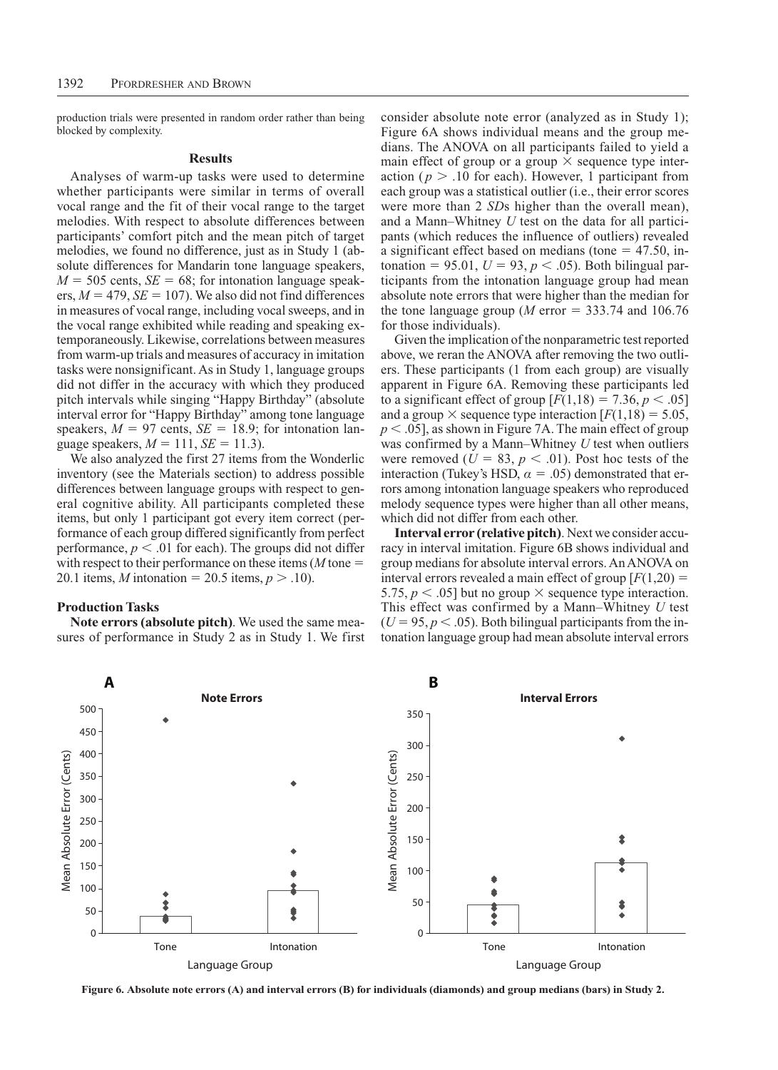production trials were presented in random order rather than being blocked by complexity.

## Results

Analyses of warm-up tasks were used to determine whether participants were similar in terms of overall vocal range and the fit of their vocal range to the target melodies. With respect to absolute differences between participants' comfort pitch and the mean pitch of target melodies, we found no difference, just as in Study 1 (absolute differences for Mandarin tone language speakers, $M = 505$ cents, $SE = 68$; for intonation language speakers, $M = 479$, $SE = 107$). We also did not find differences in measures of vocal range, including vocal sweeps, and in the vocal range exhibited while reading and speaking extemporaneously. Likewise, correlations between measures from warm-up trials and measures of accuracy in imitation tasks were nonsignificant. As in Study 1, language groups did not differ in the accuracy with which they produced pitch intervals while singing "Happy Birthday" (absolute interval error for "Happy Birthday" among tone language speakers, $M = 97$ cents, $SE = 18.9$; for intonation language speakers, $M = 111$, $SE = 11.3$).

We also analyzed the first 27 items from the Wonderlic inventory (see the Materials section) to address possible differences between language groups with respect to general cognitive ability. All participants completed these items, but only 1 participant got every item correct (performance of each group differed significantly from perfect performance, $p < .01$ for each). The groups did not differ with respect to their performance on these items ($M$ tone = 20.1 items, $M$ intonation = 20.5 items, $p > .10$).

### Production Tasks

**Note errors (absolute pitch)**. We used the same measures of performance in Study 2 as in Study 1. We first consider absolute note error (analyzed as in Study 1); Figure 6A shows individual means and the group medians. The ANOVA on all participants failed to yield a main effect of group or a group × sequence type interaction ($p > .10$ for each). However, 1 participant from each group was a statistical outlier (i.e., their error scores were more than 2 $SD$s higher than the overall mean), and a Mann–Whitney $U$ test on the data for all participants (which reduces the influence of outliers) revealed a significant effect based on medians (tone = 47.50, intonation = 95.01, $U = 93$, $p < .05$). Both bilingual participants from the intonation language group had mean absolute note errors that were higher than the median for the tone language group ($M$ error = 333.74 and 106.76 for those individuals).

Given the implication of the nonparametric test reported above, we reran the ANOVA after removing the two outliers. These participants (1 from each group) are visually apparent in Figure 6A. Removing these participants led to a significant effect of group [$F(1,18) = 7.36$, $p < .05$] and a group × sequence type interaction [$F(1,18) = 5.05$, $p < .05$], as shown in Figure 7A. The main effect of group was confirmed by a Mann–Whitney $U$ test when outliers were removed ($U = 83$, $p < .01$). Post hoc tests of the interaction (Tukey's HSD, $\alpha = .05$) demonstrated that errors among intonation language speakers who reproduced melody sequence types were higher than all other means, which did not differ from each other.

**Interval error (relative pitch)**. Next we consider accuracy in interval imitation. Figure 6B shows individual and group medians for absolute interval errors. An ANOVA on interval errors revealed a main effect of group [$F(1,20) = 5.75$, $p < .05$] but no group × sequence type interaction. This effect was confirmed by a Mann–Whitney $U$ test ($U = 95$, $p < .05$). Both bilingual participants from the intonation language group had mean absolute interval errors

**Figure 6. Absolute note errors (A) and interval errors (B) for individuals (diamonds) and group medians (bars) in Study 2.**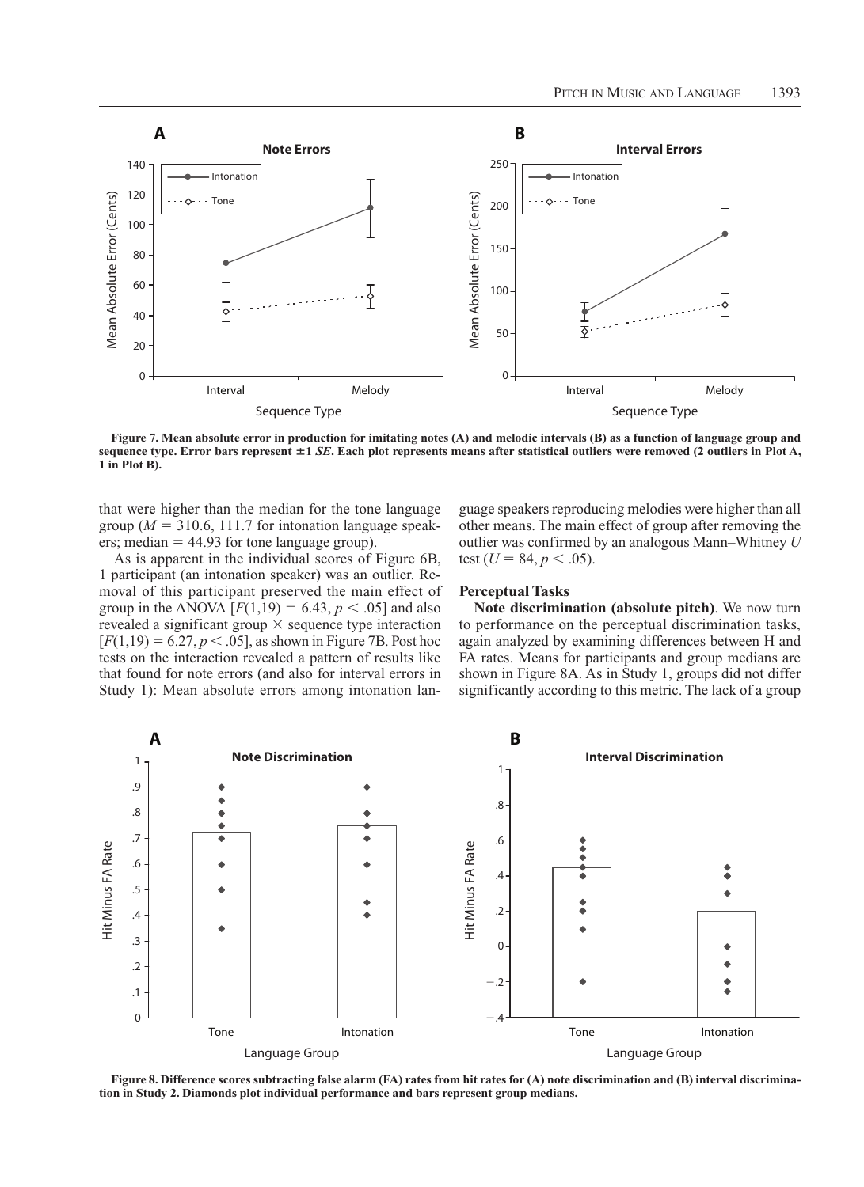**Figure 7. Mean absolute error in production for imitating notes (A) and melodic intervals (B) as a function of language group and sequence type. Error bars represent ±1 *SE*. Each plot represents means after statistical outliers were removed (2 outliers in Plot A, 1 in Plot B).**

that were higher than the median for the tone language group ($M = 310.6$, 111.7 for intonation language speakers; median = 44.93 for tone language group).

As is apparent in the individual scores of Figure 6B, 1 participant (an intonation speaker) was an outlier. Removal of this participant preserved the main effect of group in the ANOVA [$F(1,19) = 6.43$, $p < .05$] and also revealed a significant group × sequence type interaction [$F(1,19) = 6.27$, $p < .05$], as shown in Figure 7B. Post hoc tests on the interaction revealed a pattern of results like that found for note errors (and also for interval errors in Study 1): Mean absolute errors among intonation language speakers reproducing melodies were higher than all other means. The main effect of group after removing the outlier was confirmed by an analogous Mann–Whitney $U$ test ($U = 84$, $p < .05$).

### Perceptual Tasks

**Note discrimination (absolute pitch)**. We now turn to performance on the perceptual discrimination tasks, again analyzed by examining differences between H and FA rates. Means for participants and group medians are shown in Figure 8A. As in Study 1, groups did not differ significantly according to this metric. The lack of a group

**Figure 8. Difference scores subtracting false alarm (FA) rates from hit rates for (A) note discrimination and (B) interval discrimination in Study 2. Diamonds plot individual performance and bars represent group medians.**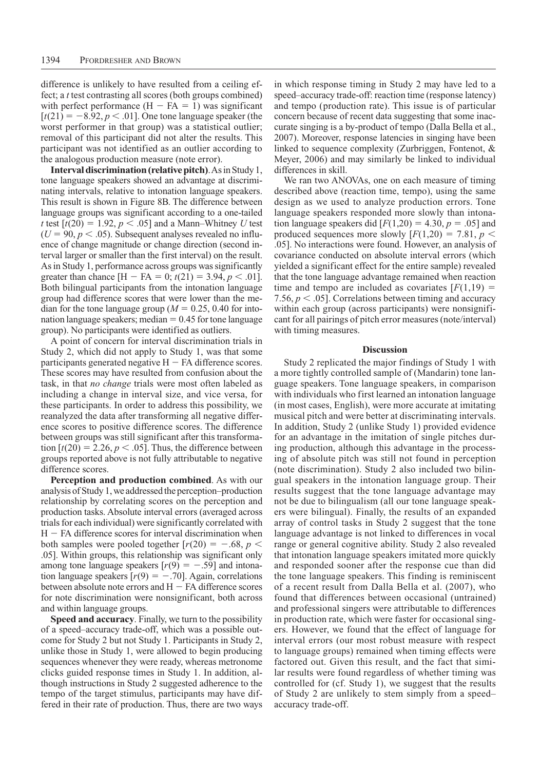difference is unlikely to have resulted from a ceiling effect; a *t* test contrasting all scores (both groups combined) with perfect performance ($H - FA = 1$) was significant [$t(21) = -8.92, p < .01$]. One tone language speaker (the worst performer in that group) was a statistical outlier; removal of this participant did not alter the results. This participant was not identified as an outlier according to the analogous production measure (note error).

**Interval discrimination (relative pitch)**. As in Study 1, tone language speakers showed an advantage at discriminating intervals, relative to intonation language speakers. This result is shown in Figure 8B. The difference between language groups was significant according to a one-tailed *t* test [$t(20) = 1.92, p < .05$] and a Mann–Whitney *U* test ($U = 90, p < .05$). Subsequent analyses revealed no influence of change magnitude or change direction (second interval larger or smaller than the first interval) on the result. As in Study 1, performance across groups was significantly greater than chance [$H - FA = 0$; $t(21) = 3.94, p < .01$]. Both bilingual participants from the intonation language group had difference scores that were lower than the median for the tone language group ($M = 0.25$, 0.40 for intonation language speakers; median $= 0.45$ for tone language group). No participants were identified as outliers.

A point of concern for interval discrimination trials in Study 2, which did not apply to Study 1, was that some participants generated negative $H - FA$ difference scores. These scores may have resulted from confusion about the task, in that *no change* trials were most often labeled as including a change in interval size, and vice versa, for these participants. In order to address this possibility, we reanalyzed the data after transforming all negative difference scores to positive difference scores. The difference between groups was still significant after this transformation [$t(20) = 2.26, p < .05$]. Thus, the difference between groups reported above is not fully attributable to negative difference scores.

**Perception and production combined**. As with our analysis of Study 1, we addressed the perception–production relationship by correlating scores on the perception and production tasks. Absolute interval errors (averaged across trials for each individual) were significantly correlated with $H - FA$ difference scores for interval discrimination when both samples were pooled together [$r(20) = -.68, p < .05$]. Within groups, this relationship was significant only among tone language speakers [$r(9) = -.59$] and intonation language speakers [$r(9) = -.70$]. Again, correlations between absolute note errors and $H - FA$ difference scores for note discrimination were nonsignificant, both across and within language groups.

**Speed and accuracy**. Finally, we turn to the possibility of a speed–accuracy trade-off, which was a possible outcome for Study 2 but not Study 1. Participants in Study 2, unlike those in Study 1, were allowed to begin producing sequences whenever they were ready, whereas metronome clicks guided response times in Study 1. In addition, although instructions in Study 2 suggested adherence to the tempo of the target stimulus, participants may have differed in their rate of production. Thus, there are two ways in which response timing in Study 2 may have led to a speed–accuracy trade-off: reaction time (response latency) and tempo (production rate). This issue is of particular concern because of recent data suggesting that some inaccurate singing is a by-product of tempo (Dalla Bella et al., 2007). Moreover, response latencies in singing have been linked to sequence complexity (Zurbriggen, Fontenot, & Meyer, 2006) and may similarly be linked to individual differences in skill.

We ran two ANOVAs, one on each measure of timing described above (reaction time, tempo), using the same design as we used to analyze production errors. Tone language speakers responded more slowly than intonation language speakers did [$F(1,20) = 4.30, p = .05$] and produced sequences more slowly [$F(1,20) = 7.81, p < .05$]. No interactions were found. However, an analysis of covariance conducted on absolute interval errors (which yielded a significant effect for the entire sample) revealed that the tone language advantage remained when reaction time and tempo are included as covariates [$F(1,19) = 7.56, p < .05$]. Correlations between timing and accuracy within each group (across participants) were nonsignificant for all pairings of pitch error measures (note/interval) with timing measures.

### Discussion

Study 2 replicated the major findings of Study 1 with a more tightly controlled sample of (Mandarin) tone language speakers. Tone language speakers, in comparison with individuals who first learned an intonation language (in most cases, English), were more accurate at imitating musical pitch and were better at discriminating intervals. In addition, Study 2 (unlike Study 1) provided evidence for an advantage in the imitation of single pitches during production, although this advantage in the processing of absolute pitch was still not found in perception (note discrimination). Study 2 also included two bilingual speakers in the intonation language group. Their results suggest that the tone language advantage may not be due to bilingualism (all our tone language speakers were bilingual). Finally, the results of an expanded array of control tasks in Study 2 suggest that the tone language advantage is not linked to differences in vocal range or general cognitive ability. Study 2 also revealed that intonation language speakers imitated more quickly and responded sooner after the response cue than did the tone language speakers. This finding is reminiscent of a recent result from Dalla Bella et al. (2007), who found that differences between occasional (untrained) and professional singers were attributable to differences in production rate, which were faster for occasional singers. However, we found that the effect of language for interval errors (our most robust measure with respect to language groups) remained when timing effects were factored out. Given this result, and the fact that similar results were found regardless of whether timing was controlled for (cf. Study 1), we suggest that the results of Study 2 are unlikely to stem simply from a speed–accuracy trade-off.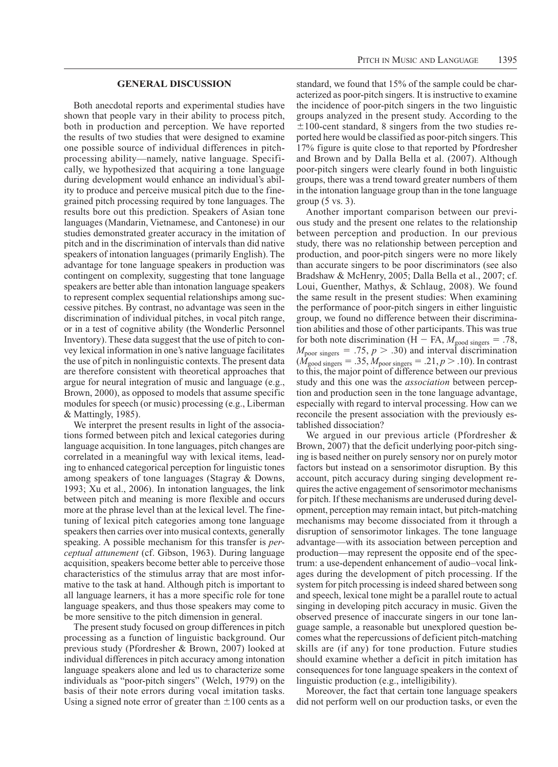## GENERAL DISCUSSION

Both anecdotal reports and experimental studies have shown that people vary in their ability to process pitch, both in production and perception. We have reported the results of two studies that were designed to examine one possible source of individual differences in pitch-processing ability—namely, native language. Specifically, we hypothesized that acquiring a tone language during development would enhance an individual's ability to produce and perceive musical pitch due to the fine-grained pitch processing required by tone languages. The results bore out this prediction. Speakers of Asian tone languages (Mandarin, Vietnamese, and Cantonese) in our studies demonstrated greater accuracy in the imitation of pitch and in the discrimination of intervals than did native speakers of intonation languages (primarily English). The advantage for tone language speakers in production was contingent on complexity, suggesting that tone language speakers are better able than intonation language speakers to represent complex sequential relationships among successive pitches. By contrast, no advantage was seen in the discrimination of individual pitches, in vocal pitch range, or in a test of cognitive ability (the Wonderlic Personnel Inventory). These data suggest that the use of pitch to convey lexical information in one's native language facilitates the use of pitch in nonlinguistic contexts. The present data are therefore consistent with theoretical approaches that argue for neural integration of music and language (e.g., Brown, 2000), as opposed to models that assume specific modules for speech (or music) processing (e.g., Liberman & Mattingly, 1985).

We interpret the present results in light of the associations formed between pitch and lexical categories during language acquisition. In tone languages, pitch changes are correlated in a meaningful way with lexical items, leading to enhanced categorical perception for linguistic tones among speakers of tone languages (Stagray & Downs, 1993; Xu et al., 2006). In intonation languages, the link between pitch and meaning is more flexible and occurs more at the phrase level than at the lexical level. The fine-tuning of lexical pitch categories among tone language speakers then carries over into musical contexts, generally speaking. A possible mechanism for this transfer is *perceptual attunement* (cf. Gibson, 1963). During language acquisition, speakers become better able to perceive those characteristics of the stimulus array that are most informative to the task at hand. Although pitch is important to all language learners, it has a more specific role for tone language speakers, and thus those speakers may come to be more sensitive to the pitch dimension in general.

The present study focused on group differences in pitch processing as a function of linguistic background. Our previous study (Pfordresher & Brown, 2007) looked at individual differences in pitch accuracy among intonation language speakers alone and led us to characterize some individuals as "poor-pitch singers" (Welch, 1979) on the basis of their note errors during vocal imitation tasks. Using a signed note error of greater than $\pm 100$ cents as a standard, we found that 15% of the sample could be characterized as poor-pitch singers. It is instructive to examine the incidence of poor-pitch singers in the two linguistic groups analyzed in the present study. According to the $\pm 100$-cent standard, 8 singers from the two studies reported here would be classified as poor-pitch singers. This 17% figure is quite close to that reported by Pfordresher and Brown and by Dalla Bella et al. (2007). Although poor-pitch singers were clearly found in both linguistic groups, there was a trend toward greater numbers of them in the intonation language group than in the tone language group (5 vs. 3).

Another important comparison between our previous study and the present one relates to the relationship between perception and production. In our previous study, there was no relationship between perception and production, and poor-pitch singers were no more likely than accurate singers to be poor discriminators (see also Bradshaw & McHenry, 2005; Dalla Bella et al., 2007; cf. Loui, Guenther, Mathys, & Schlaug, 2008). We found the same result in the present studies: When examining the performance of poor-pitch singers in either linguistic group, we found no difference between their discrimination abilities and those of other participants. This was true for both note discrimination (H − FA, $M_{\text{good singers}} = .78$, $M_{\text{poor singers}} = .75$, $p > .30$) and interval discrimination ($M_{\text{good singers}} = .35$, $M_{\text{poor singers}} = .21$, $p > .10$). In contrast to this, the major point of difference between our previous study and this one was the *association* between perception and production seen in the tone language advantage, especially with regard to interval processing. How can we reconcile the present association with the previously established dissociation?

We argued in our previous article (Pfordresher & Brown, 2007) that the deficit underlying poor-pitch singing is based neither on purely sensory nor on purely motor factors but instead on a sensorimotor disruption. By this account, pitch accuracy during singing development requires the active engagement of sensorimotor mechanisms for pitch. If these mechanisms are underused during development, perception may remain intact, but pitch-matching mechanisms may become dissociated from it through a disruption of sensorimotor linkages. The tone language advantage—with its association between perception and production—may represent the opposite end of the spectrum: a use-dependent enhancement of audio–vocal linkages during the development of pitch processing. If the system for pitch processing is indeed shared between song and speech, lexical tone might be a parallel route to actual singing in developing pitch accuracy in music. Given the observed presence of inaccurate singers in our tone language sample, a reasonable but unexplored question becomes what the repercussions of deficient pitch-matching skills are (if any) for tone production. Future studies should examine whether a deficit in pitch imitation has consequences for tone language speakers in the context of linguistic production (e.g., intelligibility).

Moreover, the fact that certain tone language speakers did not perform well on our production tasks, or even the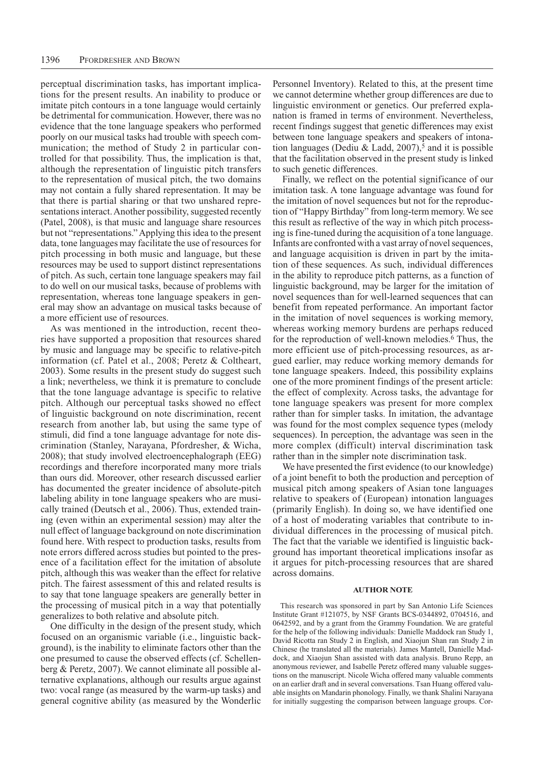perceptual discrimination tasks, has important implications for the present results. An inability to produce or imitate pitch contours in a tone language would certainly be detrimental for communication. However, there was no evidence that the tone language speakers who performed poorly on our musical tasks had trouble with speech communication; the method of Study 2 in particular controlled for that possibility. Thus, the implication is that, although the representation of linguistic pitch transfers to the representation of musical pitch, the two domains may not contain a fully shared representation. It may be that there is partial sharing or that two unshared representations interact. Another possibility, suggested recently (Patel, 2008), is that music and language share resources but not "representations." Applying this idea to the present data, tone languages may facilitate the use of resources for pitch processing in both music and language, but these resources may be used to support distinct representations of pitch. As such, certain tone language speakers may fail to do well on our musical tasks, because of problems with representation, whereas tone language speakers in general may show an advantage on musical tasks because of a more efficient use of resources.

As was mentioned in the introduction, recent theories have supported a proposition that resources shared by music and language may be specific to relative-pitch information (cf. Patel et al., 2008; Peretz & Coltheart, 2003). Some results in the present study do suggest such a link; nevertheless, we think it is premature to conclude that the tone language advantage is specific to relative pitch. Although our perceptual tasks showed no effect of linguistic background on note discrimination, recent research from another lab, but using the same type of stimuli, did find a tone language advantage for note discrimination (Stanley, Narayana, Pfordresher, & Wicha, 2008); that study involved electroencephalograph (EEG) recordings and therefore incorporated many more trials than ours did. Moreover, other research discussed earlier has documented the greater incidence of absolute-pitch labeling ability in tone language speakers who are musically trained (Deutsch et al., 2006). Thus, extended training (even within an experimental session) may alter the null effect of language background on note discrimination found here. With respect to production tasks, results from note errors differed across studies but pointed to the presence of a facilitation effect for the imitation of absolute pitch, although this was weaker than the effect for relative pitch. The fairest assessment of this and related results is to say that tone language speakers are generally better in the processing of musical pitch in a way that potentially generalizes to both relative and absolute pitch.

One difficulty in the design of the present study, which focused on an organismic variable (i.e., linguistic background), is the inability to eliminate factors other than the one presumed to cause the observed effects (cf. Schellenberg & Peretz, 2007). We cannot eliminate all possible alternative explanations, although our results argue against two: vocal range (as measured by the warm-up tasks) and general cognitive ability (as measured by the Wonderlic Personnel Inventory). Related to this, at the present time we cannot determine whether group differences are due to linguistic environment or genetics. Our preferred explanation is framed in terms of environment. Nevertheless, recent findings suggest that genetic differences may exist between tone language speakers and speakers of intonation languages (Dediu & Ladd, 2007),[5] and it is possible that the facilitation observed in the present study is linked to such genetic differences.

Finally, we reflect on the potential significance of our imitation task. A tone language advantage was found for the imitation of novel sequences but not for the reproduction of "Happy Birthday" from long-term memory. We see this result as reflective of the way in which pitch processing is fine-tuned during the acquisition of a tone language. Infants are confronted with a vast array of novel sequences, and language acquisition is driven in part by the imitation of these sequences. As such, individual differences in the ability to reproduce pitch patterns, as a function of linguistic background, may be larger for the imitation of novel sequences than for well-learned sequences that can benefit from repeated performance. An important factor in the imitation of novel sequences is working memory, whereas working memory burdens are perhaps reduced for the reproduction of well-known melodies.[6] Thus, the more efficient use of pitch-processing resources, as argued earlier, may reduce working memory demands for tone language speakers. Indeed, this possibility explains one of the more prominent findings of the present article: the effect of complexity. Across tasks, the advantage for tone language speakers was present for more complex rather than for simpler tasks. In imitation, the advantage was found for the most complex sequence types (melody sequences). In perception, the advantage was seen in the more complex (difficult) interval discrimination task rather than in the simpler note discrimination task.

We have presented the first evidence (to our knowledge) of a joint benefit to both the production and perception of musical pitch among speakers of Asian tone languages relative to speakers of (European) intonation languages (primarily English). In doing so, we have identified one of a host of moderating variables that contribute to individual differences in the processing of musical pitch. The fact that the variable we identified is linguistic background has important theoretical implications insofar as it argues for pitch-processing resources that are shared across domains.

## AUTHOR NOTE

This research was sponsored in part by San Antonio Life Sciences Institute Grant #121075, by NSF Grants BCS-0344892, 0704516, and 0642592, and by a grant from the Grammy Foundation. We are grateful for the help of the following individuals: Danielle Maddock ran Study 1, David Ricotta ran Study 2 in English, and Xiaojun Shan ran Study 2 in Chinese (he translated all the materials). James Mantell, Danielle Maddock, and Xiaojun Shan assisted with data analysis. Bruno Repp, an anonymous reviewer, and Isabelle Peretz offered many valuable suggestions on the manuscript. Nicole Wicha offered many valuable comments on an earlier draft and in several conversations. Tsan Huang offered valuable insights on Mandarin phonology. Finally, we thank Shalini Narayana for initially suggesting the comparison between language groups. Cor-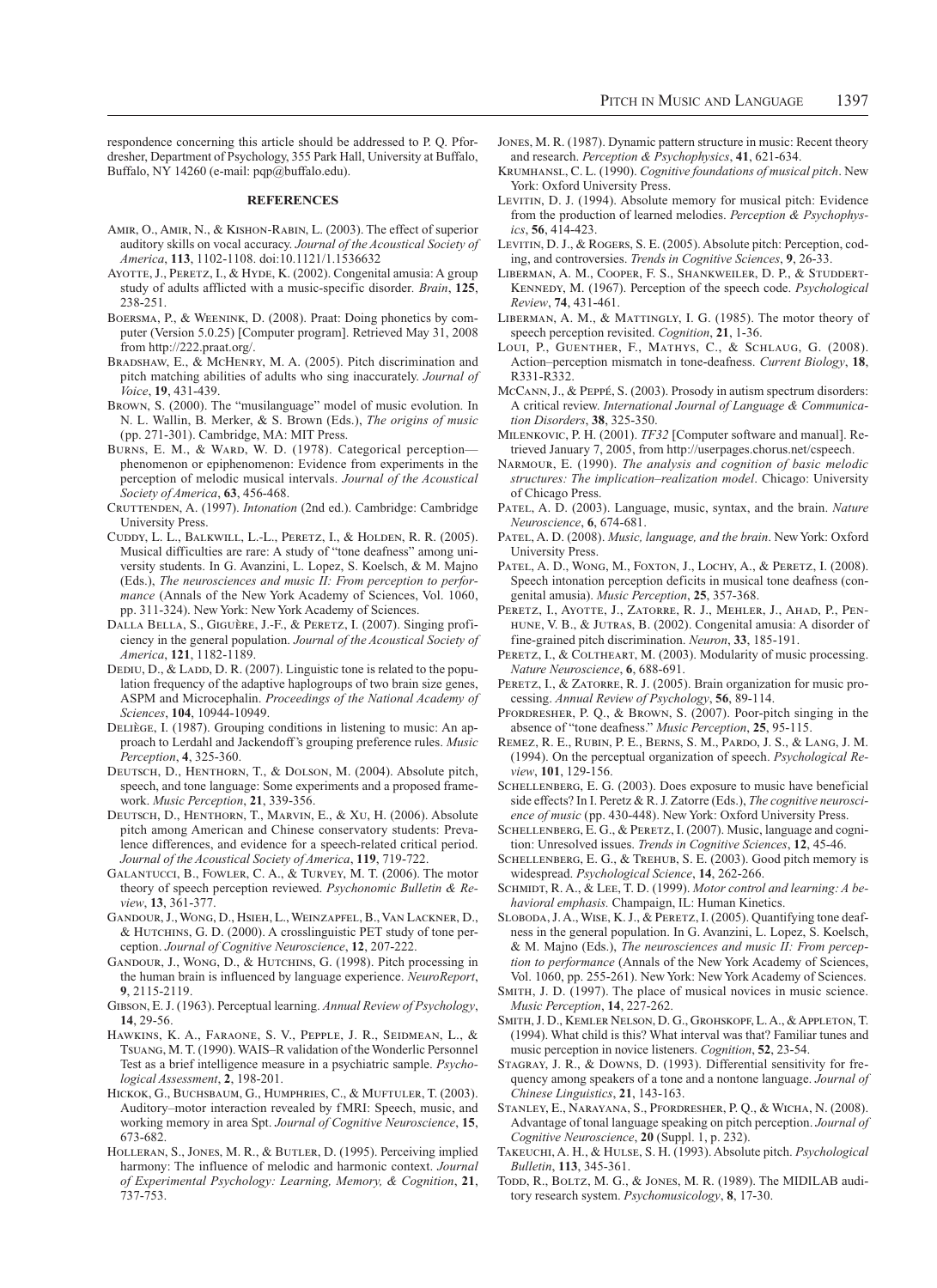respondence concerning this article should be addressed to P. Q. Pfordresher, Department of Psychology, 355 Park Hall, University at Buffalo, Buffalo, NY 14260 (e-mail: pqp@buffalo.edu).

## REFERENCES

Amir, O., Amir, N., & Kishon-Rabin, L. (2003). The effect of superior auditory skills on vocal accuracy. *Journal of the Acoustical Society of America*, **113**, 1102-1108. doi:10.1121/1.1536632

Ayotte, J., Peretz, I., & Hyde, K. (2002). Congenital amusia: A group study of adults afflicted with a music-specific disorder. *Brain*, **125**, 238-251.

Boersma, P., & Weenink, D. (2008). Praat: Doing phonetics by computer (Version 5.0.25) [Computer program]. Retrieved May 31, 2008 from http://222.praat.org/.

Bradshaw, E., & McHenry, M. A. (2005). Pitch discrimination and pitch matching abilities of adults who sing inaccurately. *Journal of Voice*, **19**, 431-439.

Brown, S. (2000). The "musilanguage" model of music evolution. In N. L. Wallin, B. Merker, & S. Brown (Eds.), *The origins of music* (pp. 271-301). Cambridge, MA: MIT Press.

Burns, E. M., & Ward, W. D. (1978). Categorical perception—phenomenon or epiphenomenon: Evidence from experiments in the perception of melodic musical intervals. *Journal of the Acoustical Society of America*, **63**, 456-468.

Cruttenden, A. (1997). *Intonation* (2nd ed.). Cambridge: Cambridge University Press.

Cuddy, L. L., Balkwill, L.-L., Peretz, I., & Holden, R. R. (2005). Musical difficulties are rare: A study of "tone deafness" among university students. In G. Avanzini, L. Lopez, S. Koelsch, & M. Majno (Eds.), *The neurosciences and music II: From perception to performance* (Annals of the New York Academy of Sciences, Vol. 1060, pp. 311-324). New York: New York Academy of Sciences.

Dalla Bella, S., Giguère, J.-F., & Peretz, I. (2007). Singing proficiency in the general population. *Journal of the Acoustical Society of America*, **121**, 1182-1189.

Dediu, D., & Ladd, D. R. (2007). Linguistic tone is related to the population frequency of the adaptive haplogroups of two brain size genes, ASPM and Microcephalin. *Proceedings of the National Academy of Sciences*, **104**, 10944-10949.

Deliège, I. (1987). Grouping conditions in listening to music: An approach to Lerdahl and Jackendoff's grouping preference rules. *Music Perception*, **4**, 325-360.

Deutsch, D., Henthorn, T., & Dolson, M. (2004). Absolute pitch, speech, and tone language: Some experiments and a proposed framework. *Music Perception*, **21**, 339-356.

Deutsch, D., Henthorn, T., Marvin, E., & Xu, H. (2006). Absolute pitch among American and Chinese conservatory students: Prevalence differences, and evidence for a speech-related critical period. *Journal of the Acoustical Society of America*, **119**, 719-722.

Galantucci, B., Fowler, C. A., & Turvey, M. T. (2006). The motor theory of speech perception reviewed. *Psychonomic Bulletin & Review*, **13**, 361-377.

Gandour, J., Wong, D., Hsieh, L., Weinzapfel, B., Van Lackner, D., & Hutchins, G. D. (2000). A crosslinguistic PET study of tone perception. *Journal of Cognitive Neuroscience*, **12**, 207-222.

Gandour, J., Wong, D., & Hutchins, G. (1998). Pitch processing in the human brain is influenced by language experience. *NeuroReport*, **9**, 2115-2119.

Gibson, E. J. (1963). Perceptual learning. *Annual Review of Psychology*, **14**, 29-56.

Hawkins, K. A., Faraone, S. V., Pepple, J. R., Seidmean, L., & Tsuang, M. T. (1990). WAIS–R validation of the Wonderlic Personnel Test as a brief intelligence measure in a psychiatric sample. *Psychological Assessment*, **2**, 198-201.

Hickok, G., Buchsbaum, G., Humphries, C., & Muftuler, T. (2003). Auditory–motor interaction revealed by fMRI: Speech, music, and working memory in area Spt. *Journal of Cognitive Neuroscience*, **15**, 673-682.

Holleran, S., Jones, M. R., & Butler, D. (1995). Perceiving implied harmony: The influence of melodic and harmonic context. *Journal of Experimental Psychology: Learning, Memory, & Cognition*, **21**, 737-753.

Jones, M. R. (1987). Dynamic pattern structure in music: Recent theory and research. *Perception & Psychophysics*, **41**, 621-634.

Krumhansl, C. L. (1990). *Cognitive foundations of musical pitch*. New York: Oxford University Press.

Levitin, D. J. (1994). Absolute memory for musical pitch: Evidence from the production of learned melodies. *Perception & Psychophysics*, **56**, 414-423.

Levitin, D. J., & Rogers, S. E. (2005). Absolute pitch: Perception, coding, and controversies. *Trends in Cognitive Sciences*, **9**, 26-33.

Liberman, A. M., Cooper, F. S., Shankweiler, D. P., & Studdert-Kennedy, M. (1967). Perception of the speech code. *Psychological Review*, **74**, 431-461.

Liberman, A. M., & Mattingly, I. G. (1985). The motor theory of speech perception revisited. *Cognition*, **21**, 1-36.

Loui, P., Guenther, F., Mathys, C., & Schlaug, G. (2008). Action–perception mismatch in tone-deafness. *Current Biology*, **18**, R331-R332.

McCann, J., & Peppé, S. (2003). Prosody in autism spectrum disorders: A critical review. *International Journal of Language & Communication Disorders*, **38**, 325-350.

Milenkovic, P. H. (2001). *TF32* [Computer software and manual]. Retrieved January 7, 2005, from http://userpages.chorus.net/cspeech.

Narmour, E. (1990). *The analysis and cognition of basic melodic structures: The implication–realization model*. Chicago: University of Chicago Press.

Patel, A. D. (2003). Language, music, syntax, and the brain. *Nature Neuroscience*, **6**, 674-681.

Patel, A. D. (2008). *Music, language, and the brain*. New York: Oxford University Press.

Patel, A. D., Wong, M., Foxton, J., Lochy, A., & Peretz, I. (2008). Speech intonation perception deficits in musical tone deafness (congenital amusia). *Music Perception*, **25**, 357-368.

Peretz, I., Ayotte, J., Zatorre, R. J., Mehler, J., Ahad, P., Penhune, V. B., & Jutras, B. (2002). Congenital amusia: A disorder of fine-grained pitch discrimination. *Neuron*, **33**, 185-191.

Peretz, I., & Coltheart, M. (2003). Modularity of music processing. *Nature Neuroscience*, **6**, 688-691.

Peretz, I., & Zatorre, R. J. (2005). Brain organization for music processing. *Annual Review of Psychology*, **56**, 89-114.

Pfordresher, P. Q., & Brown, S. (2007). Poor-pitch singing in the absence of "tone deafness." *Music Perception*, **25**, 95-115.

Remez, R. E., Rubin, P. E., Berns, S. M., Pardo, J. S., & Lang, J. M. (1994). On the perceptual organization of speech. *Psychological Review*, **101**, 129-156.

Schellenberg, E. G. (2003). Does exposure to music have beneficial side effects? In I. Peretz & R. J. Zatorre (Eds.), *The cognitive neuroscience of music* (pp. 430-448). New York: Oxford University Press.

Schellenberg, E. G., & Peretz, I. (2007). Music, language and cognition: Unresolved issues. *Trends in Cognitive Sciences*, **12**, 45-46.

Schellenberg, E. G., & Trehub, S. E. (2003). Good pitch memory is widespread. *Psychological Science*, **14**, 262-266.

Schmidt, R. A., & Lee, T. D. (1999). *Motor control and learning: A behavioral emphasis.* Champaign, IL: Human Kinetics.

Sloboda, J. A., Wise, K. J., & Peretz, I. (2005). Quantifying tone deafness in the general population. In G. Avanzini, L. Lopez, S. Koelsch, & M. Majno (Eds.), *The neurosciences and music II: From perception to performance* (Annals of the New York Academy of Sciences, Vol. 1060, pp. 255-261). New York: New York Academy of Sciences.

Smith, J. D. (1997). The place of musical novices in music science. *Music Perception*, **14**, 227-262.

Smith, J. D., Kemler Nelson, D. G., Grohskopf, L. A., & Appleton, T. (1994). What child is this? What interval was that? Familiar tunes and music perception in novice listeners. *Cognition*, **52**, 23-54.

Stagray, J. R., & Downs, D. (1993). Differential sensitivity for frequency among speakers of a tone and a nontone language. *Journal of Chinese Linguistics*, **21**, 143-163.

Stanley, E., Narayana, S., Pfordresher, P. Q., & Wicha, N. (2008). Advantage of tonal language speaking on pitch perception. *Journal of Cognitive Neuroscience*, **20** (Suppl. 1, p. 232).

Takeuchi, A. H., & Hulse, S. H. (1993). Absolute pitch. *Psychological Bulletin*, **113**, 345-361.

Todd, R., Boltz, M. G., & Jones, M. R. (1989). The MIDILAB auditory research system. *Psychomusicology*, **8**, 17-30.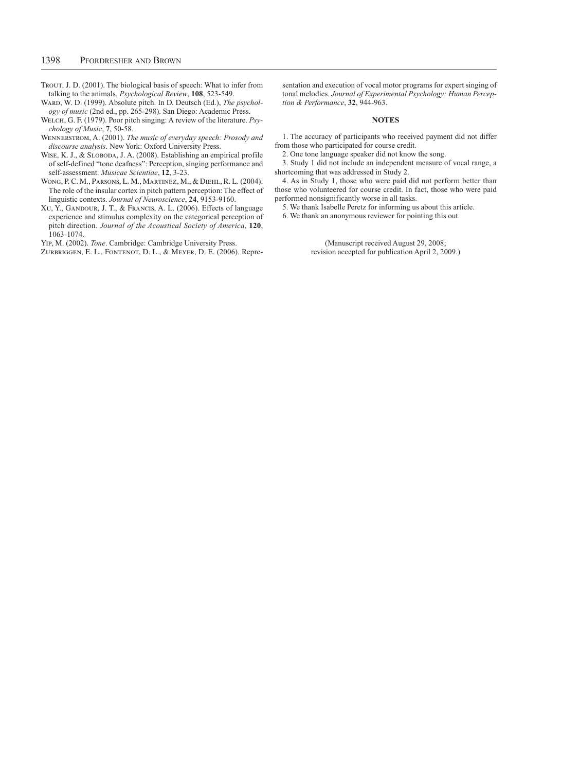Trout, J. D. (2001). The biological basis of speech: What to infer from talking to the animals. *Psychological Review*, **108**, 523-549.

Ward, W. D. (1999). Absolute pitch. In D. Deutsch (Ed.), *The psychology of music* (2nd ed., pp. 265-298). San Diego: Academic Press.

Welch, G. F. (1979). Poor pitch singing: A review of the literature. *Psychology of Music*, **7**, 50-58.

Wennerstrom, A. (2001). *The music of everyday speech: Prosody and discourse analysis*. New York: Oxford University Press.

Wise, K. J., & Sloboda, J. A. (2008). Establishing an empirical profile of self-defined "tone deafness": Perception, singing performance and self-assessment. *Musicae Scientiae*, **12**, 3-23.

Wong, P. C. M., Parsons, L. M., Martinez, M., & Diehl, R. L. (2004). The role of the insular cortex in pitch pattern perception: The effect of linguistic contexts. *Journal of Neuroscience*, **24**, 9153-9160.

Xu, Y., Gandour, J. T., & Francis, A. L. (2006). Effects of language experience and stimulus complexity on the categorical perception of pitch direction. *Journal of the Acoustical Society of America*, **120**, 1063-1074.

Yip, M. (2002). *Tone*. Cambridge: Cambridge University Press.

Zurbriggen, E. L., Fontenot, D. L., & Meyer, D. E. (2006). Representation and execution of vocal motor programs for expert singing of tonal melodies. *Journal of Experimental Psychology: Human Perception & Performance*, **32**, 944-963.

## NOTES

1. The accuracy of participants who received payment did not differ from those who participated for course credit.

2. One tone language speaker did not know the song.

3. Study 1 did not include an independent measure of vocal range, a shortcoming that was addressed in Study 2.

4. As in Study 1, those who were paid did not perform better than those who volunteered for course credit. In fact, those who were paid performed nonsignificantly worse in all tasks.

5. We thank Isabelle Peretz for informing us about this article.

6. We thank an anonymous reviewer for pointing this out.

(Manuscript received August 29, 2008;
revision accepted for publication April 2, 2009.)